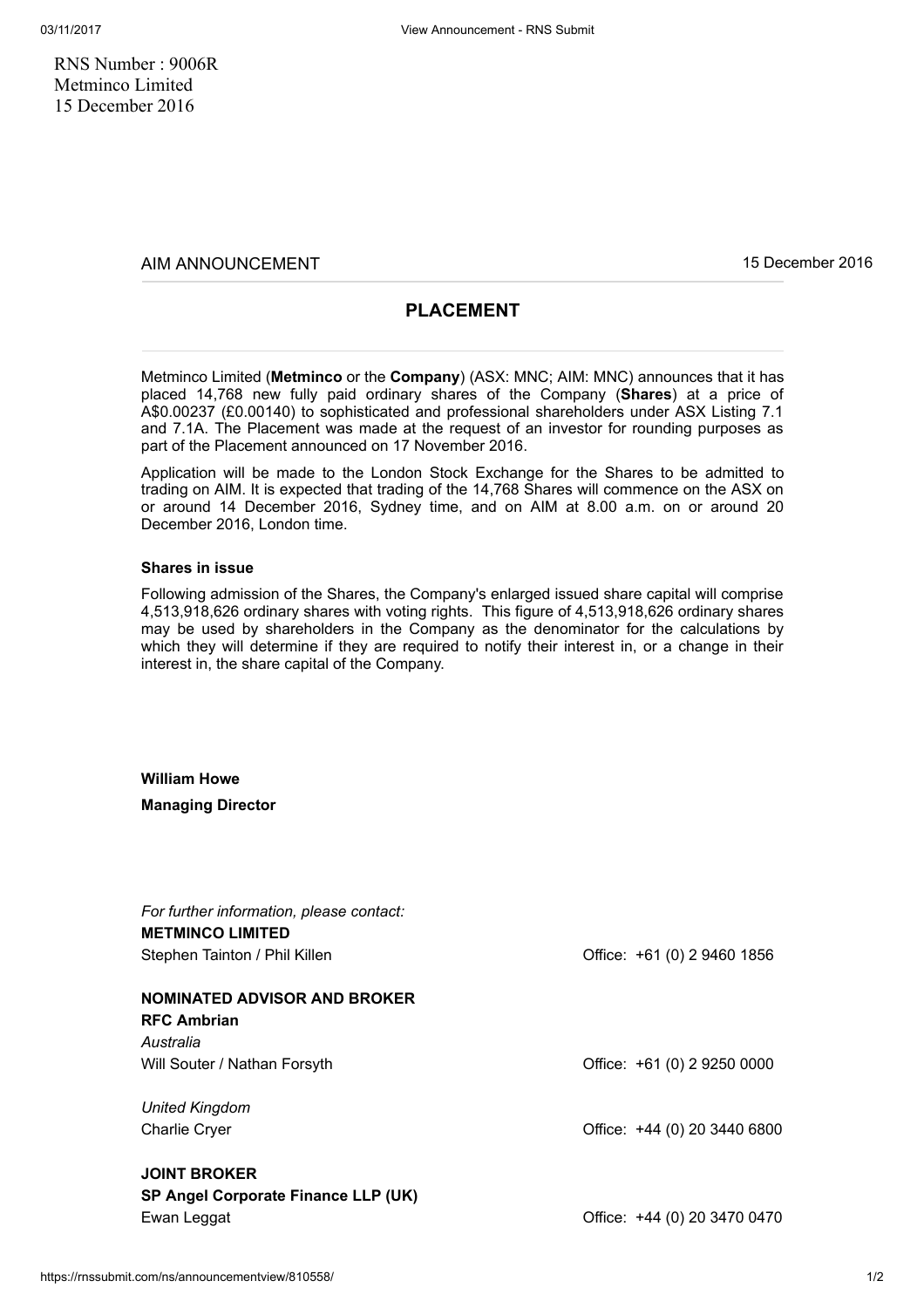RNS Number : 9006R
Metminco Limited
15 December 2016

AIM ANNOUNCEMENT 15 December 2016

## PLACEMENT

Metminco Limited (**Metminco** or the **Company**) (ASX: MNC; AIM: MNC) announces that it has placed 14,768 new fully paid ordinary shares of the Company (**Shares**) at a price of A$0.00237 (£0.00140) to sophisticated and professional shareholders under ASX Listing 7.1 and 7.1A. The Placement was made at the request of an investor for rounding purposes as part of the Placement announced on 17 November 2016.

Application will be made to the London Stock Exchange for the Shares to be admitted to trading on AIM. It is expected that trading of the 14,768 Shares will commence on the ASX on or around 14 December 2016, Sydney time, and on AIM at 8.00 a.m. on or around 20 December 2016, London time.

**Shares in issue**

Following admission of the Shares, the Company's enlarged issued share capital will comprise 4,513,918,626 ordinary shares with voting rights. This figure of 4,513,918,626 ordinary shares may be used by shareholders in the Company as the denominator for the calculations by which they will determine if they are required to notify their interest in, or a change in their interest in, the share capital of the Company.

**William Howe**

**Managing Director**

*For further information, please contact:*

**METMINCO LIMITED**

Stephen Tainton / Phil Killen — Office: +61 (0) 2 9460 1856

**NOMINATED ADVISOR AND BROKER**

**RFC Ambrian**

*Australia*

Will Souter / Nathan Forsyth — Office: +61 (0) 2 9250 0000

*United Kingdom*

Charlie Cryer — Office: +44 (0) 20 3440 6800

**JOINT BROKER**

**SP Angel Corporate Finance LLP (UK)**

Ewan Leggat — Office: +44 (0) 20 3470 0470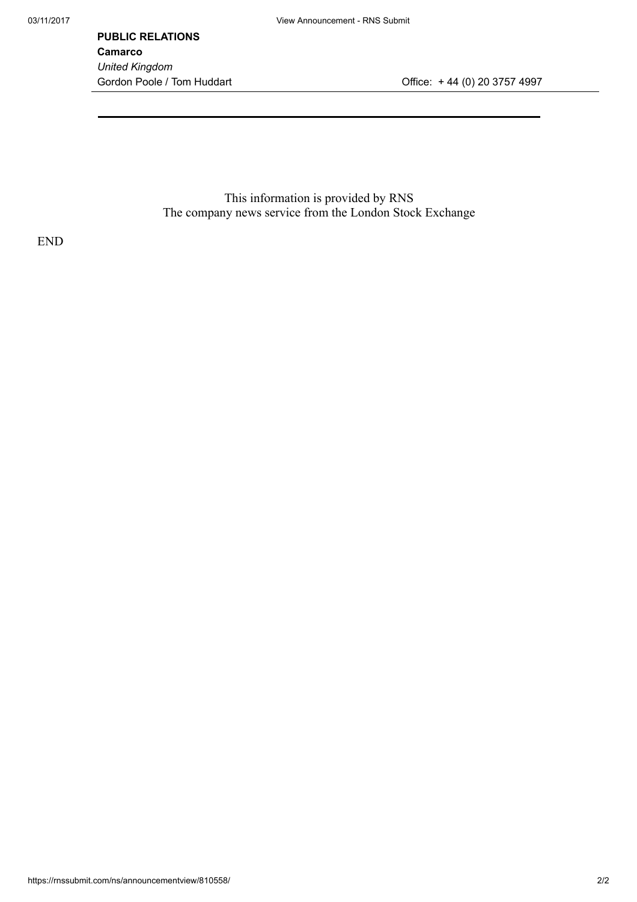**PUBLIC RELATIONS**

**Camarco**

*United Kingdom*

Gordon Poole / Tom Huddart Office: + 44 (0) 20 3757 4997

---

This information is provided by RNS
The company news service from the London Stock Exchange

END